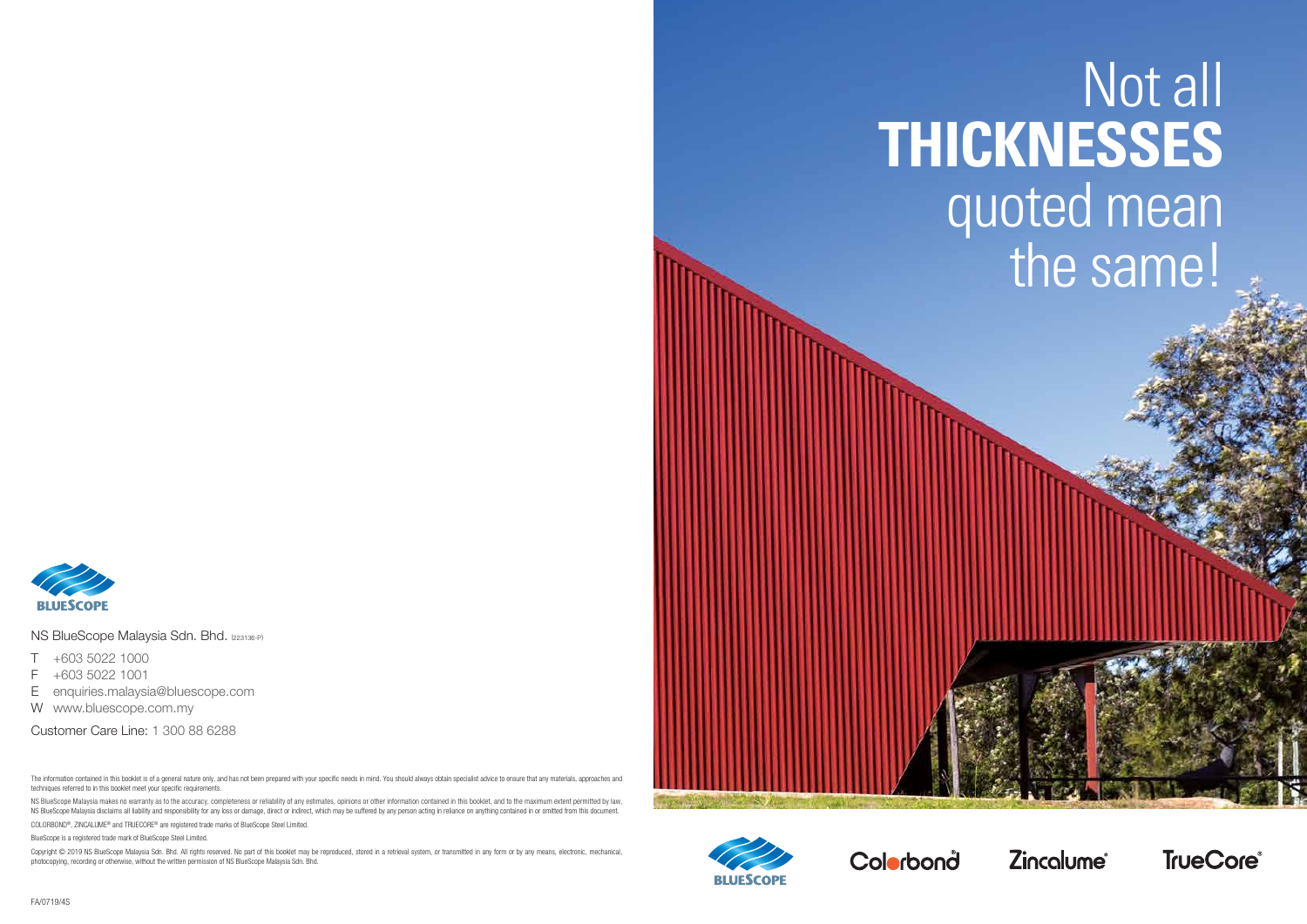# Not all **THICKNESSES** quoted mean the same!

BLUESCOPE

Colorbond® Zincalume® TrueCore®

NS BlueScope Malaysia Sdn. Bhd. (223136-P)

T +603 5022 1000
F +603 5022 1001
E enquiries.malaysia@bluescope.com
W www.bluescope.com.my

Customer Care Line: 1 300 88 6288

The information contained in this booklet is of a general nature only, and has not been prepared with your specific needs in mind. You should always obtain specialist advice to ensure that any materials, approaches and techniques referred to in this booklet meet your specific requirements.

NS BlueScope Malaysia makes no warranty as to the accuracy, completeness or reliability of any estimates, opinions or other information contained in this booklet, and to the maximum extent permitted by law, NS BlueScope Malaysia disclaims all liability and responsibility for any loss or damage, direct or indirect, which may be suffered by any person acting in reliance on anything contained in or omitted from this document.

COLORBOND®, ZINCALUME® and TRUECORE® are registered trade marks of BlueScope Steel Limited.

BlueScope is a registered trade mark of BlueScope Steel Limited.

Copyright © 2019 NS BlueScope Malaysia Sdn. Bhd. All rights reserved. No part of this booklet may be reproduced, stored in a retrieval system, or transmitted in any form or by any means, electronic, mechanical, photocopying, recording or otherwise, without the written permission of NS BlueScope Malaysia Sdn. Bhd.

FA/0719/4S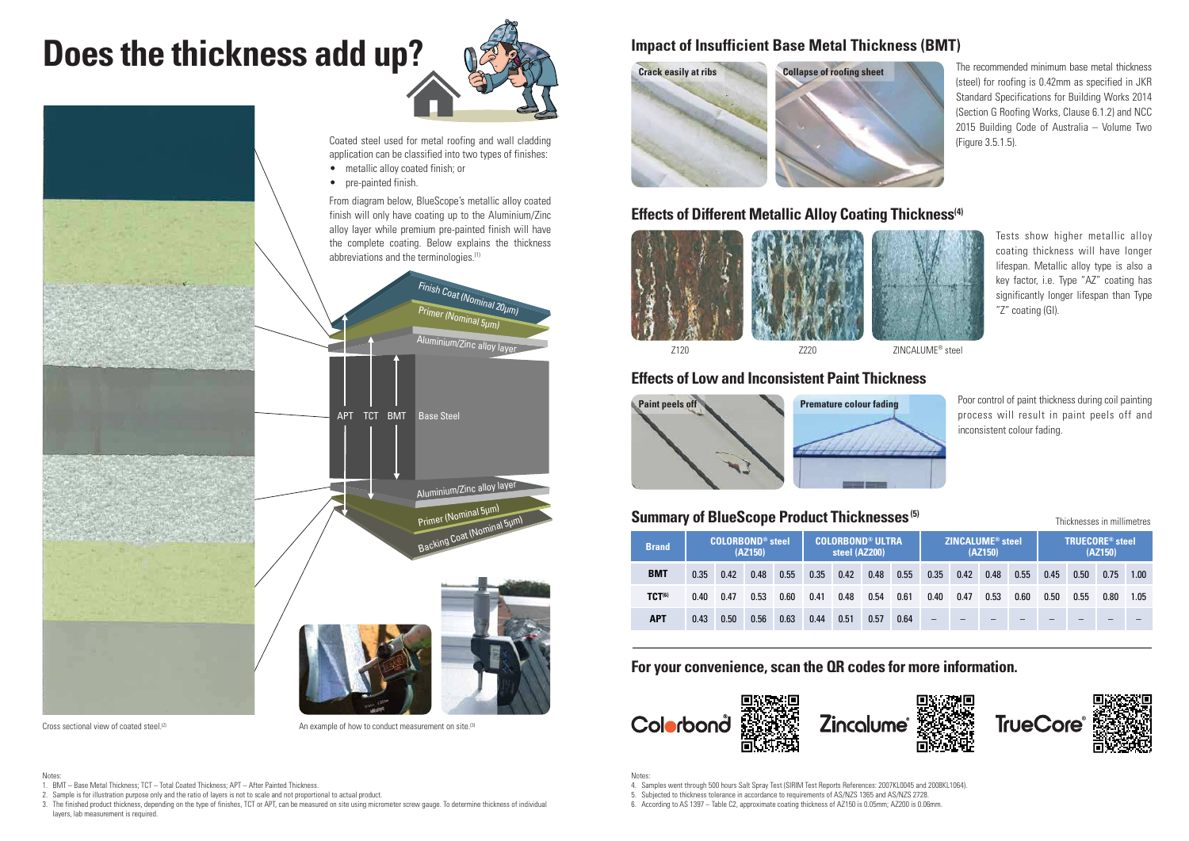# Does the thickness add up?

Coated steel used for metal roofing and wall cladding application can be classified into two types of finishes:

- metallic alloy coated finish; or
- pre-painted finish.

From diagram below, BlueScope's metallic alloy coated finish will only have coating up to the Aluminium/Zinc alloy layer while premium pre-painted finish will have the complete coating. Below explains the thickness abbreviations and the terminologies.[1]

Finish Coat (Nominal 20μm)
Primer (Nominal 5μm)
Aluminium/Zinc alloy layer
APT TCT BMT Base Steel
Aluminium/Zinc alloy layer
Primer (Nominal 5μm)
Backing Coat (Nominal 5μm)

Cross sectional view of coated steel.[2]

An example of how to conduct measurement on site.[3]

## Impact of Insufficient Base Metal Thickness (BMT)

Crack easily at ribs

Collapse of roofing sheet

The recommended minimum base metal thickness (steel) for roofing is 0.42mm as specified in JKR Standard Specifications for Building Works 2014 (Section G Roofing Works, Clause 6.1.2) and NCC 2015 Building Code of Australia – Volume Two (Figure 3.5.1.5).

## Effects of Different Metallic Alloy Coating Thickness[4]

Z120

Z220

ZINCALUME® steel

Tests show higher metallic alloy coating thickness will have longer lifespan. Metallic alloy type is also a key factor, i.e. Type "AZ" coating has significantly longer lifespan than Type "Z" coating (GI).

## Effects of Low and Inconsistent Paint Thickness

Paint peels off

Premature colour fading

Poor control of paint thickness during coil painting process will result in paint peels off and inconsistent colour fading.

## Summary of BlueScope Product Thicknesses[5]

Thicknesses in millimetres

| Brand | COLORBOND® steel (AZ150) | | | | COLORBOND® ULTRA steel (AZ200) | | | | ZINCALUME® steel (AZ150) | | | | TRUECORE® steel (AZ150) | | | |
|---|---|---|---|---|---|---|---|---|---|---|---|---|---|---|---|---|
| BMT | 0.35 | 0.42 | 0.48 | 0.55 | 0.35 | 0.42 | 0.48 | 0.55 | 0.35 | 0.42 | 0.48 | 0.55 | 0.45 | 0.50 | 0.75 | 1.00 |
| TCT[6] | 0.40 | 0.47 | 0.53 | 0.60 | 0.41 | 0.48 | 0.54 | 0.61 | 0.40 | 0.47 | 0.53 | 0.60 | 0.50 | 0.55 | 0.80 | 1.05 |
| APT | 0.43 | 0.50 | 0.56 | 0.63 | 0.44 | 0.51 | 0.57 | 0.64 | – | – | – | – | – | – | – | – |

## For your convenience, scan the QR codes for more information.

Colorbond® Zincalume® TrueCore®

Notes:

1. BMT – Base Metal Thickness; TCT – Total Coated Thickness; APT – After Painted Thickness.
2. Sample is for illustration purpose only and the ratio of layers is not to scale and not proportional to actual product.
3. The finished product thickness, depending on the type of finishes, TCT or APT, can be measured on site using micrometer screw gauge. To determine thickness of individual layers, lab measurement is required.
4. Samples went through 500 hours Salt Spray Test (SIRIM Test Reports References: 2007KL0045 and 2008KL1064).
5. Subjected to thickness tolerance in accordance to requirements of AS/NZS 1365 and AS/NZS 2728.
6. According to AS 1397 – Table C2, approximate coating thickness of AZ150 is 0.05mm; AZ200 is 0.06mm.